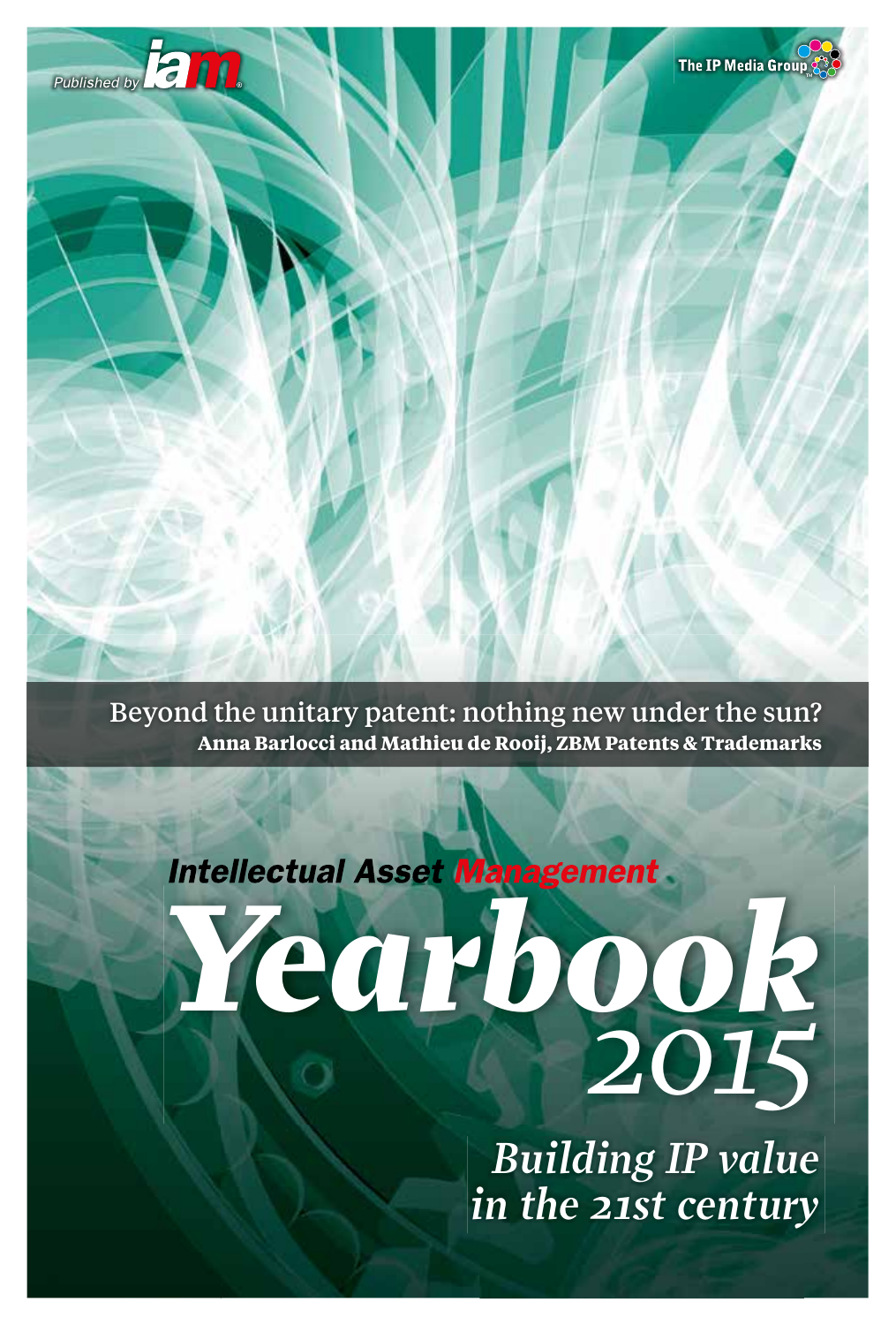Published by iam

The IP Media Group

Beyond the unitary patent: nothing new under the sun?

**Anna Barlocci and Mathieu de Rooij, ZBM Patents & Trademarks**

*Intellectual Asset Management*

# *Yearbook 2015*

## *Building IP value in the 21st century*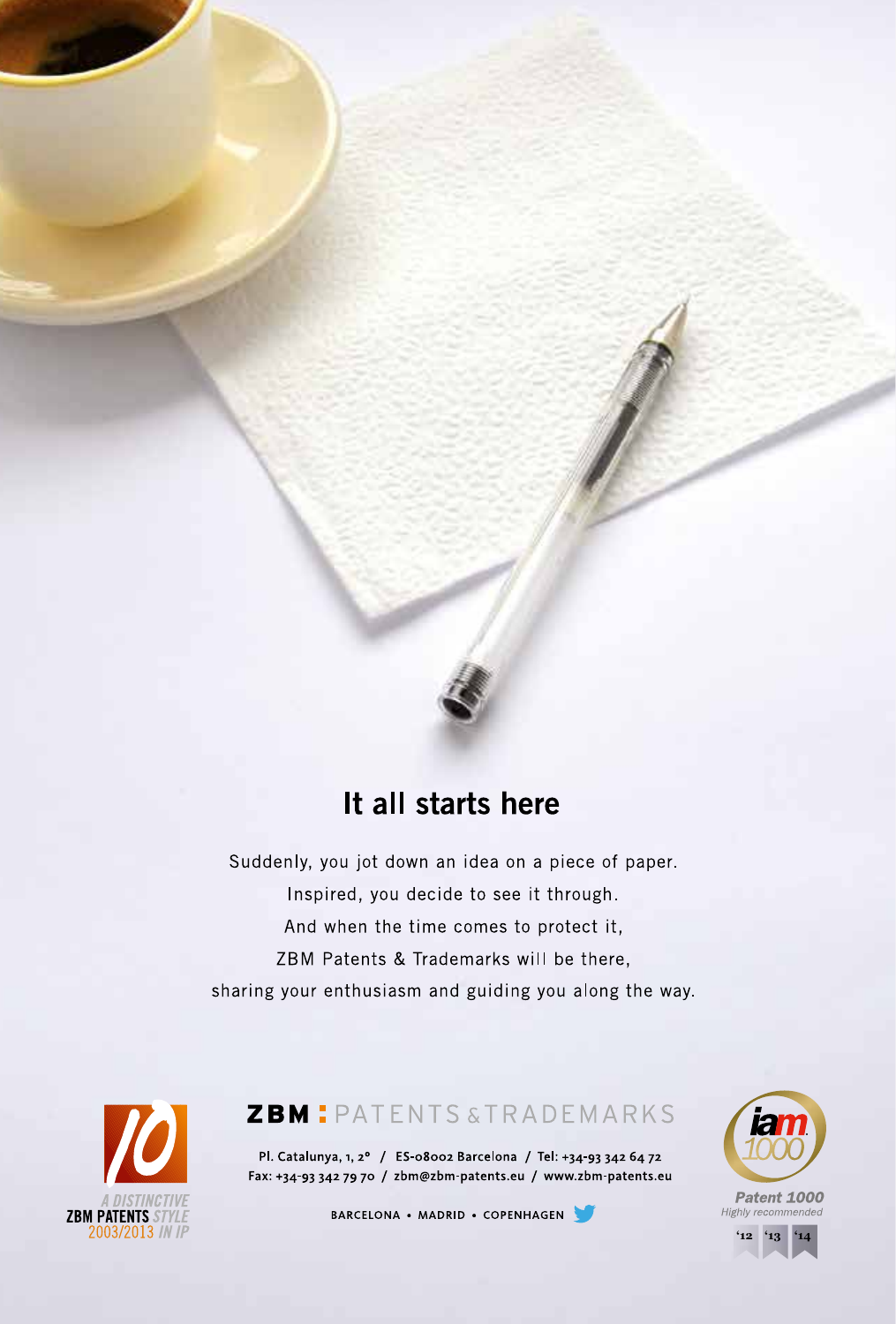## It all starts here

Suddenly, you jot down an idea on a piece of paper.
Inspired, you decide to see it through.
And when the time comes to protect it,
ZBM Patents & Trademarks will be there,
sharing your enthusiasm and guiding you along the way.

10 A DISTINCTIVE ZBM PATENTS STYLE 2003/2013 IN IP

**ZBM** PATENTS & TRADEMARKS

Pl. Catalunya, 1, 2° / ES-08002 Barcelona / Tel: +34-93 342 64 72
Fax: +34-93 342 79 70 / zbm@zbm-patents.eu / www.zbm-patents.eu

BARCELONA • MADRID • COPENHAGEN

iam 1000
*Patent 1000*
*Highly recommended*
'12 '13 '14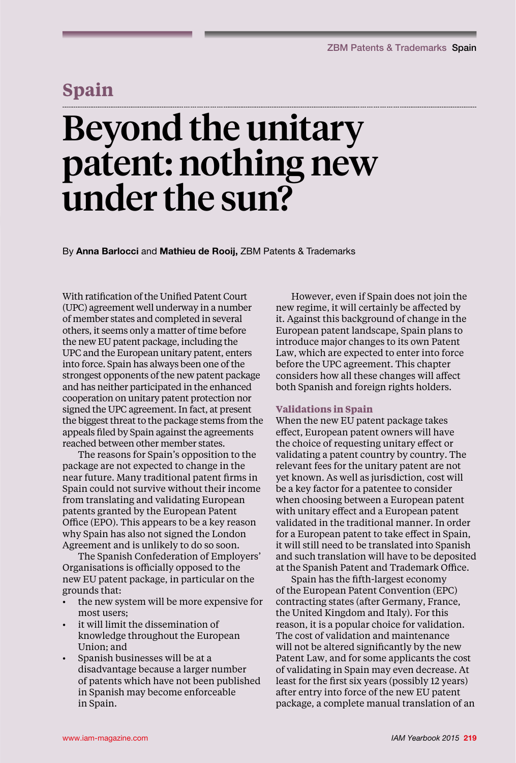# Spain

# Beyond the unitary patent: nothing new under the sun?

By **Anna Barlocci** and **Mathieu de Rooij,** ZBM Patents & Trademarks

With ratification of the Unified Patent Court (UPC) agreement well underway in a number of member states and completed in several others, it seems only a matter of time before the new EU patent package, including the UPC and the European unitary patent, enters into force. Spain has always been one of the strongest opponents of the new patent package and has neither participated in the enhanced cooperation on unitary patent protection nor signed the UPC agreement. In fact, at present the biggest threat to the package stems from the appeals filed by Spain against the agreements reached between other member states.

The reasons for Spain's opposition to the package are not expected to change in the near future. Many traditional patent firms in Spain could not survive without their income from translating and validating European patents granted by the European Patent Office (EPO). This appears to be a key reason why Spain has also not signed the London Agreement and is unlikely to do so soon.

The Spanish Confederation of Employers' Organisations is officially opposed to the new EU patent package, in particular on the grounds that:

- the new system will be more expensive for most users;
- it will limit the dissemination of knowledge throughout the European Union; and
- Spanish businesses will be at a disadvantage because a larger number of patents which have not been published in Spanish may become enforceable in Spain.

However, even if Spain does not join the new regime, it will certainly be affected by it. Against this background of change in the European patent landscape, Spain plans to introduce major changes to its own Patent Law, which are expected to enter into force before the UPC agreement. This chapter considers how all these changes will affect both Spanish and foreign rights holders.

### Validations in Spain

When the new EU patent package takes effect, European patent owners will have the choice of requesting unitary effect or validating a patent country by country. The relevant fees for the unitary patent are not yet known. As well as jurisdiction, cost will be a key factor for a patentee to consider when choosing between a European patent with unitary effect and a European patent validated in the traditional manner. In order for a European patent to take effect in Spain, it will still need to be translated into Spanish and such translation will have to be deposited at the Spanish Patent and Trademark Office.

Spain has the fifth-largest economy of the European Patent Convention (EPC) contracting states (after Germany, France, the United Kingdom and Italy). For this reason, it is a popular choice for validation. The cost of validation and maintenance will not be altered significantly by the new Patent Law, and for some applicants the cost of validating in Spain may even decrease. At least for the first six years (possibly 12 years) after entry into force of the new EU patent package, a complete manual translation of an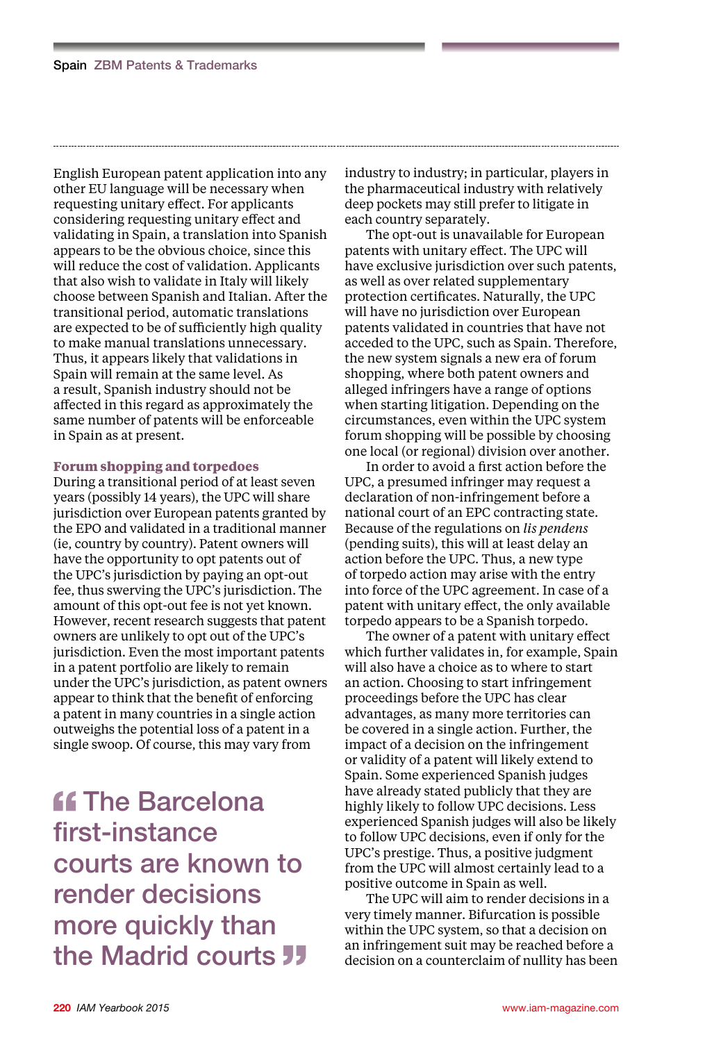English European patent application into any other EU language will be necessary when requesting unitary effect. For applicants considering requesting unitary effect and validating in Spain, a translation into Spanish appears to be the obvious choice, since this will reduce the cost of validation. Applicants that also wish to validate in Italy will likely choose between Spanish and Italian. After the transitional period, automatic translations are expected to be of sufficiently high quality to make manual translations unnecessary. Thus, it appears likely that validations in Spain will remain at the same level. As a result, Spanish industry should not be affected in this regard as approximately the same number of patents will be enforceable in Spain as at present.

### Forum shopping and torpedoes

During a transitional period of at least seven years (possibly 14 years), the UPC will share jurisdiction over European patents granted by the EPO and validated in a traditional manner (ie, country by country). Patent owners will have the opportunity to opt patents out of the UPC's jurisdiction by paying an opt-out fee, thus swerving the UPC's jurisdiction. The amount of this opt-out fee is not yet known. However, recent research suggests that patent owners are unlikely to opt out of the UPC's jurisdiction. Even the most important patents in a patent portfolio are likely to remain under the UPC's jurisdiction, as patent owners appear to think that the benefit of enforcing a patent in many countries in a single action outweighs the potential loss of a patent in a single swoop. Of course, this may vary from industry to industry; in particular, players in the pharmaceutical industry with relatively deep pockets may still prefer to litigate in each country separately.

> "The Barcelona first-instance courts are known to render decisions more quickly than the Madrid courts"

The opt-out is unavailable for European patents with unitary effect. The UPC will have exclusive jurisdiction over such patents, as well as over related supplementary protection certificates. Naturally, the UPC will have no jurisdiction over European patents validated in countries that have not acceded to the UPC, such as Spain. Therefore, the new system signals a new era of forum shopping, where both patent owners and alleged infringers have a range of options when starting litigation. Depending on the circumstances, even within the UPC system forum shopping will be possible by choosing one local (or regional) division over another.

In order to avoid a first action before the UPC, a presumed infringer may request a declaration of non-infringement before a national court of an EPC contracting state. Because of the regulations on *lis pendens* (pending suits), this will at least delay an action before the UPC. Thus, a new type of torpedo action may arise with the entry into force of the UPC agreement. In case of a patent with unitary effect, the only available torpedo appears to be a Spanish torpedo.

The owner of a patent with unitary effect which further validates in, for example, Spain will also have a choice as to where to start an action. Choosing to start infringement proceedings before the UPC has clear advantages, as many more territories can be covered in a single action. Further, the impact of a decision on the infringement or validity of a patent will likely extend to Spain. Some experienced Spanish judges have already stated publicly that they are highly likely to follow UPC decisions. Less experienced Spanish judges will also be likely to follow UPC decisions, even if only for the UPC's prestige. Thus, a positive judgment from the UPC will almost certainly lead to a positive outcome in Spain as well.

The UPC will aim to render decisions in a very timely manner. Bifurcation is possible within the UPC system, so that a decision on an infringement suit may be reached before a decision on a counterclaim of nullity has been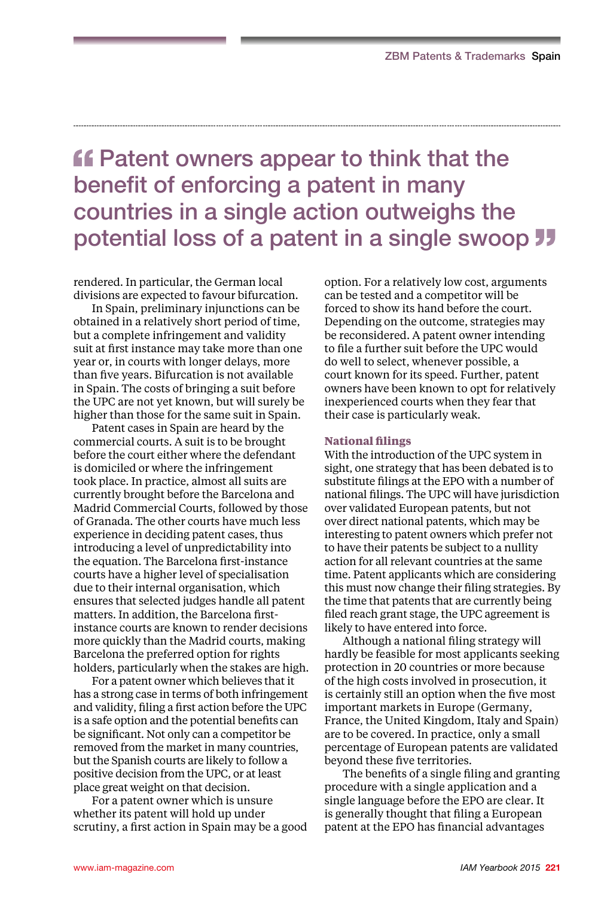> Patent owners appear to think that the benefit of enforcing a patent in many countries in a single action outweighs the potential loss of a patent in a single swoop

rendered. In particular, the German local divisions are expected to favour bifurcation.

In Spain, preliminary injunctions can be obtained in a relatively short period of time, but a complete infringement and validity suit at first instance may take more than one year or, in courts with longer delays, more than five years. Bifurcation is not available in Spain. The costs of bringing a suit before the UPC are not yet known, but will surely be higher than those for the same suit in Spain.

Patent cases in Spain are heard by the commercial courts. A suit is to be brought before the court either where the defendant is domiciled or where the infringement took place. In practice, almost all suits are currently brought before the Barcelona and Madrid Commercial Courts, followed by those of Granada. The other courts have much less experience in deciding patent cases, thus introducing a level of unpredictability into the equation. The Barcelona first-instance courts have a higher level of specialisation due to their internal organisation, which ensures that selected judges handle all patent matters. In addition, the Barcelona first-instance courts are known to render decisions more quickly than the Madrid courts, making Barcelona the preferred option for rights holders, particularly when the stakes are high.

For a patent owner which believes that it has a strong case in terms of both infringement and validity, filing a first action before the UPC is a safe option and the potential benefits can be significant. Not only can a competitor be removed from the market in many countries, but the Spanish courts are likely to follow a positive decision from the UPC, or at least place great weight on that decision.

For a patent owner which is unsure whether its patent will hold up under scrutiny, a first action in Spain may be a good option. For a relatively low cost, arguments can be tested and a competitor will be forced to show its hand before the court. Depending on the outcome, strategies may be reconsidered. A patent owner intending to file a further suit before the UPC would do well to select, whenever possible, a court known for its speed. Further, patent owners have been known to opt for relatively inexperienced courts when they fear that their case is particularly weak.

### National filings

With the introduction of the UPC system in sight, one strategy that has been debated is to substitute filings at the EPO with a number of national filings. The UPC will have jurisdiction over validated European patents, but not over direct national patents, which may be interesting to patent owners which prefer not to have their patents be subject to a nullity action for all relevant countries at the same time. Patent applicants which are considering this must now change their filing strategies. By the time that patents that are currently being filed reach grant stage, the UPC agreement is likely to have entered into force.

Although a national filing strategy will hardly be feasible for most applicants seeking protection in 20 countries or more because of the high costs involved in prosecution, it is certainly still an option when the five most important markets in Europe (Germany, France, the United Kingdom, Italy and Spain) are to be covered. In practice, only a small percentage of European patents are validated beyond these five territories.

The benefits of a single filing and granting procedure with a single application and a single language before the EPO are clear. It is generally thought that filing a European patent at the EPO has financial advantages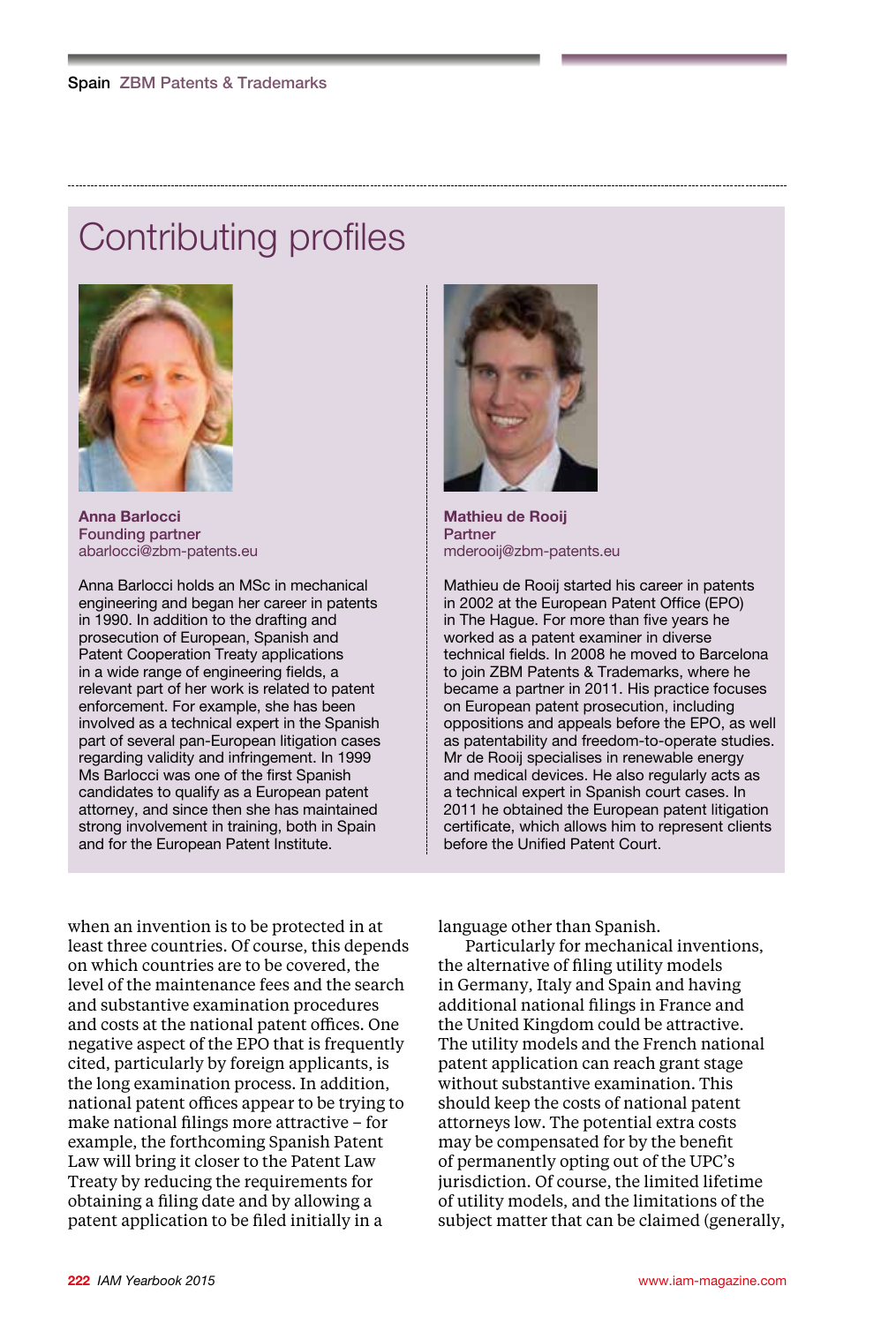## Contributing profiles

**Anna Barlocci**
**Founding partner**
abarlocci@zbm-patents.eu

Anna Barlocci holds an MSc in mechanical engineering and began her career in patents in 1990. In addition to the drafting and prosecution of European, Spanish and Patent Cooperation Treaty applications in a wide range of engineering fields, a relevant part of her work is related to patent enforcement. For example, she has been involved as a technical expert in the Spanish part of several pan-European litigation cases regarding validity and infringement. In 1999 Ms Barlocci was one of the first Spanish candidates to qualify as a European patent attorney, and since then she has maintained strong involvement in training, both in Spain and for the European Patent Institute.

**Mathieu de Rooij**
**Partner**
mderooij@zbm-patents.eu

Mathieu de Rooij started his career in patents in 2002 at the European Patent Office (EPO) in The Hague. For more than five years he worked as a patent examiner in diverse technical fields. In 2008 he moved to Barcelona to join ZBM Patents & Trademarks, where he became a partner in 2011. His practice focuses on European patent prosecution, including oppositions and appeals before the EPO, as well as patentability and freedom-to-operate studies. Mr de Rooij specialises in renewable energy and medical devices. He also regularly acts as a technical expert in Spanish court cases. In 2011 he obtained the European patent litigation certificate, which allows him to represent clients before the Unified Patent Court.

when an invention is to be protected in at least three countries. Of course, this depends on which countries are to be covered, the level of the maintenance fees and the search and substantive examination procedures and costs at the national patent offices. One negative aspect of the EPO that is frequently cited, particularly by foreign applicants, is the long examination process. In addition, national patent offices appear to be trying to make national filings more attractive – for example, the forthcoming Spanish Patent Law will bring it closer to the Patent Law Treaty by reducing the requirements for obtaining a filing date and by allowing a patent application to be filed initially in a language other than Spanish.

Particularly for mechanical inventions, the alternative of filing utility models in Germany, Italy and Spain and having additional national filings in France and the United Kingdom could be attractive. The utility models and the French national patent application can reach grant stage without substantive examination. This should keep the costs of national patent attorneys low. The potential extra costs may be compensated for by the benefit of permanently opting out of the UPC's jurisdiction. Of course, the limited lifetime of utility models, and the limitations of the subject matter that can be claimed (generally,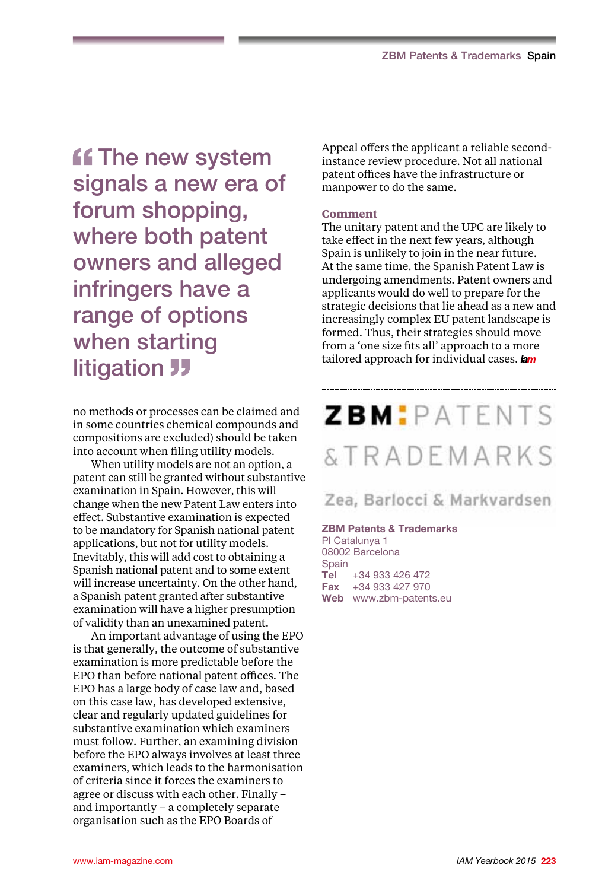> "The new system signals a new era of forum shopping, where both patent owners and alleged infringers have a range of options when starting litigation"

no methods or processes can be claimed and in some countries chemical compounds and compositions are excluded) should be taken into account when filing utility models.

When utility models are not an option, a patent can still be granted without substantive examination in Spain. However, this will change when the new Patent Law enters into effect. Substantive examination is expected to be mandatory for Spanish national patent applications, but not for utility models. Inevitably, this will add cost to obtaining a Spanish national patent and to some extent will increase uncertainty. On the other hand, a Spanish patent granted after substantive examination will have a higher presumption of validity than an unexamined patent.

An important advantage of using the EPO is that generally, the outcome of substantive examination is more predictable before the EPO than before national patent offices. The EPO has a large body of case law and, based on this case law, has developed extensive, clear and regularly updated guidelines for substantive examination which examiners must follow. Further, an examining division before the EPO always involves at least three examiners, which leads to the harmonisation of criteria since it forces the examiners to agree or discuss with each other. Finally – and importantly – a completely separate organisation such as the EPO Boards of Appeal offers the applicant a reliable second-instance review procedure. Not all national patent offices have the infrastructure or manpower to do the same.

### Comment

The unitary patent and the UPC are likely to take effect in the next few years, although Spain is unlikely to join in the near future. At the same time, the Spanish Patent Law is undergoing amendments. Patent owners and applicants would do well to prepare for the strategic decisions that lie ahead as a new and increasingly complex EU patent landscape is formed. Thus, their strategies should move from a 'one size fits all' approach to a more tailored approach for individual cases. *iam*

**ZBM:PATENTS & TRADEMARKS**

**Zea, Barlocci & Markvardsen**

**ZBM Patents & Trademarks**
Pl Catalunya 1
08002 Barcelona
Spain
**Tel** +34 933 426 472
**Fax** +34 933 427 970
**Web** www.zbm-patents.eu